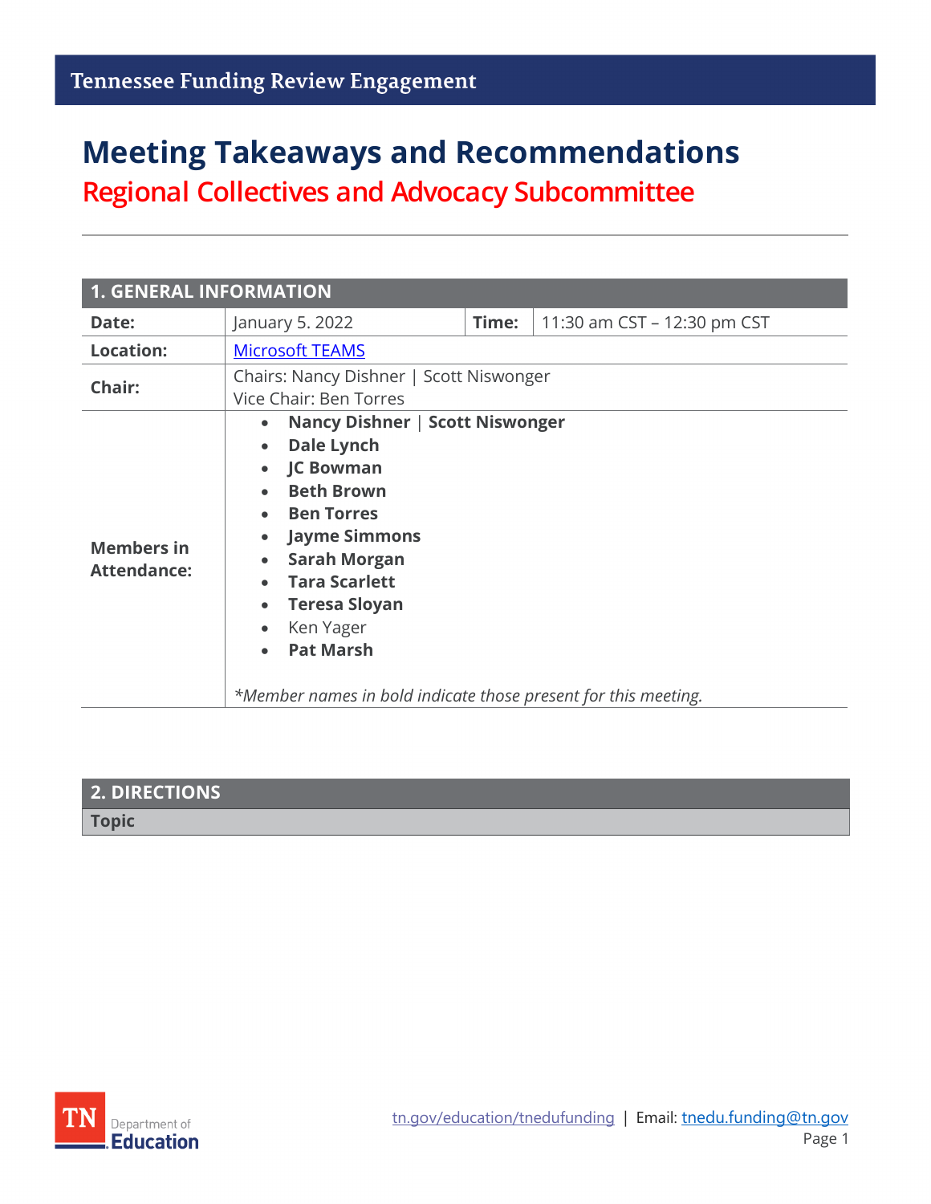Tennessee Funding Review Engagement

# Meeting Takeaways and Recommendations

## Regional Collectives and Advocacy Subcommittee

### 1. GENERAL INFORMATION

| | | | |
|---|---|---|---|
| **Date:** | January 5. 2022 | **Time:** | 11:30 am CST – 12:30 pm CST |
| **Location:** | Microsoft TEAMS | | |
| **Chair:** | Chairs: Nancy Dishner \| Scott Niswonger<br>Vice Chair: Ben Torres | | |
| **Members in Attendance:** | • **Nancy Dishner** \| **Scott Niswonger**<br>• **Dale Lynch**<br>• **JC Bowman**<br>• **Beth Brown**<br>• **Ben Torres**<br>• **Jayme Simmons**<br>• **Sarah Morgan**<br>• **Tara Scarlett**<br>• **Teresa Sloyan**<br>• Ken Yager<br>• **Pat Marsh**<br><br>*\*Member names in bold indicate those present for this meeting.* | | |

### 2. DIRECTIONS

| Topic |
|---|
| |

tn.gov/education/tnedufunding | Email: tnedu.funding@tn.gov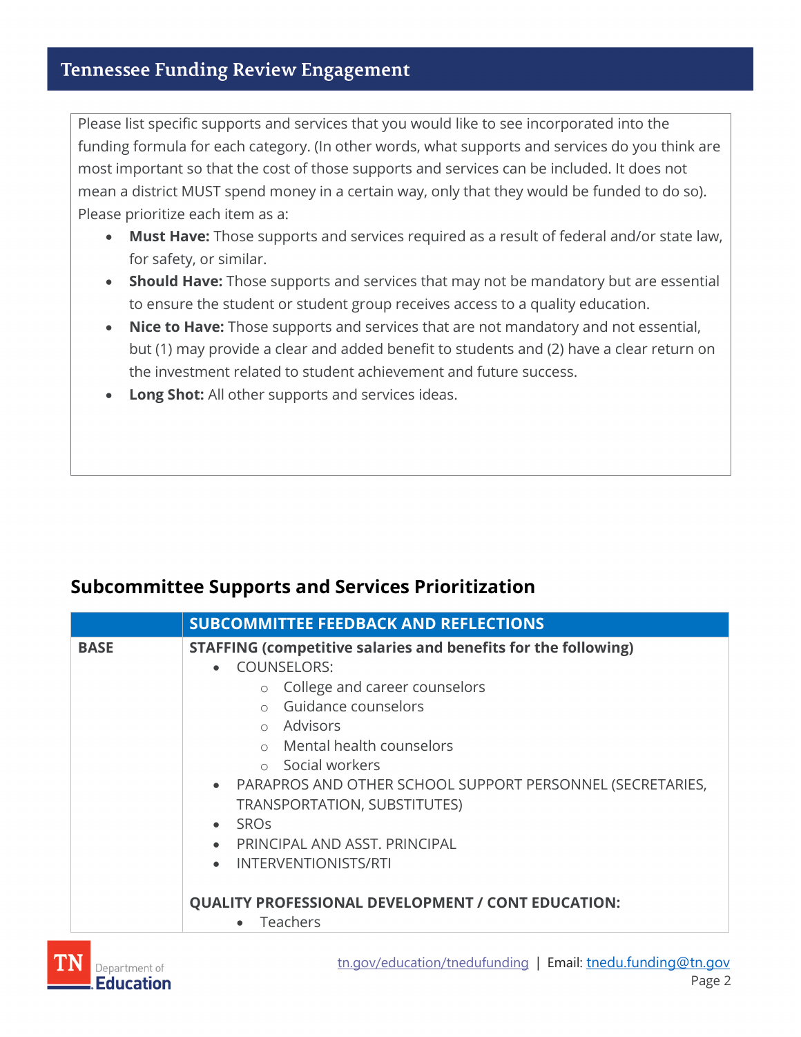Please list specific supports and services that you would like to see incorporated into the funding formula for each category. (In other words, what supports and services do you think are most important so that the cost of those supports and services can be included. It does not mean a district MUST spend money in a certain way, only that they would be funded to do so). Please prioritize each item as a:

- **Must Have:** Those supports and services required as a result of federal and/or state law, for safety, or similar.
- **Should Have:** Those supports and services that may not be mandatory but are essential to ensure the student or student group receives access to a quality education.
- **Nice to Have:** Those supports and services that are not mandatory and not essential, but (1) may provide a clear and added benefit to students and (2) have a clear return on the investment related to student achievement and future success.
- **Long Shot:** All other supports and services ideas.

## Subcommittee Supports and Services Prioritization

| | SUBCOMMITTEE FEEDBACK AND REFLECTIONS |
|---|---|
| **BASE** | **STAFFING (competitive salaries and benefits for the following)**<br>• COUNSELORS:<br>&nbsp;&nbsp;&nbsp;&nbsp;○ College and career counselors<br>&nbsp;&nbsp;&nbsp;&nbsp;○ Guidance counselors<br>&nbsp;&nbsp;&nbsp;&nbsp;○ Advisors<br>&nbsp;&nbsp;&nbsp;&nbsp;○ Mental health counselors<br>&nbsp;&nbsp;&nbsp;&nbsp;○ Social workers<br>• PARAPROS AND OTHER SCHOOL SUPPORT PERSONNEL (SECRETARIES, TRANSPORTATION, SUBSTITUTES)<br>• SROs<br>• PRINCIPAL AND ASST. PRINCIPAL<br>• INTERVENTIONISTS/RTI<br><br>**QUALITY PROFESSIONAL DEVELOPMENT / CONT EDUCATION:**<br>• Teachers |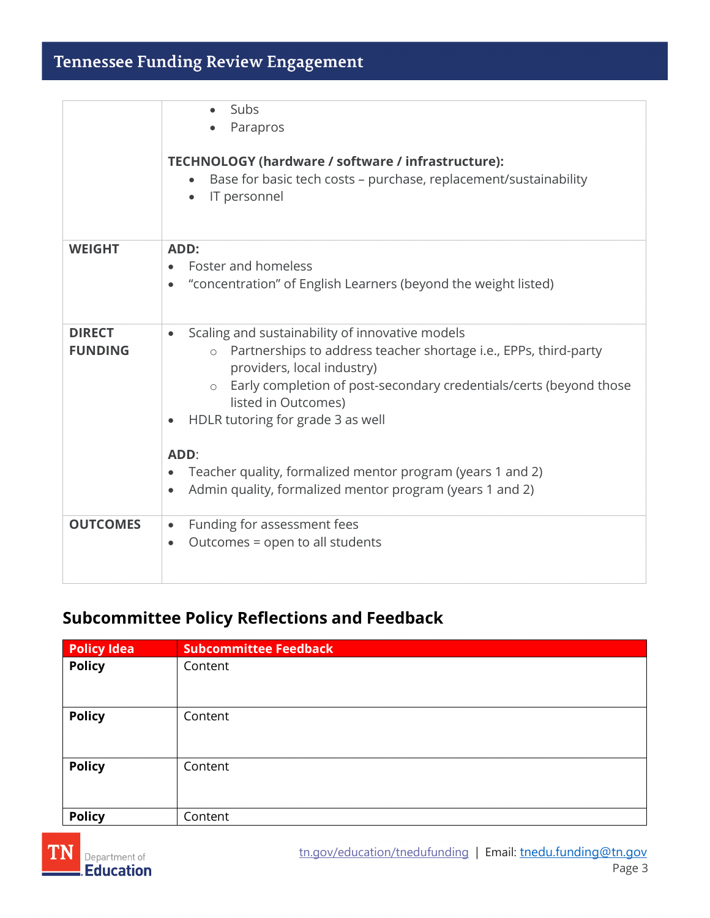| | |
|---|---|
| | • Subs<br>• Parapros<br><br>**TECHNOLOGY (hardware / software / infrastructure):**<br>• Base for basic tech costs – purchase, replacement/sustainability<br>• IT personnel |
| **WEIGHT** | **ADD:**<br>• Foster and homeless<br>• "concentration" of English Learners (beyond the weight listed) |
| **DIRECT FUNDING** | • Scaling and sustainability of innovative models<br>  ○ Partnerships to address teacher shortage i.e., EPPs, third-party providers, local industry)<br>  ○ Early completion of post-secondary credentials/certs (beyond those listed in Outcomes)<br>• HDLR tutoring for grade 3 as well<br><br>**ADD**:<br>• Teacher quality, formalized mentor program (years 1 and 2)<br>• Admin quality, formalized mentor program (years 1 and 2) |
| **OUTCOMES** | • Funding for assessment fees<br>• Outcomes = open to all students |

## Subcommittee Policy Reflections and Feedback

| Policy Idea | Subcommittee Feedback |
|---|---|
| **Policy** | Content |
| **Policy** | Content |
| **Policy** | Content |
| **Policy** | Content |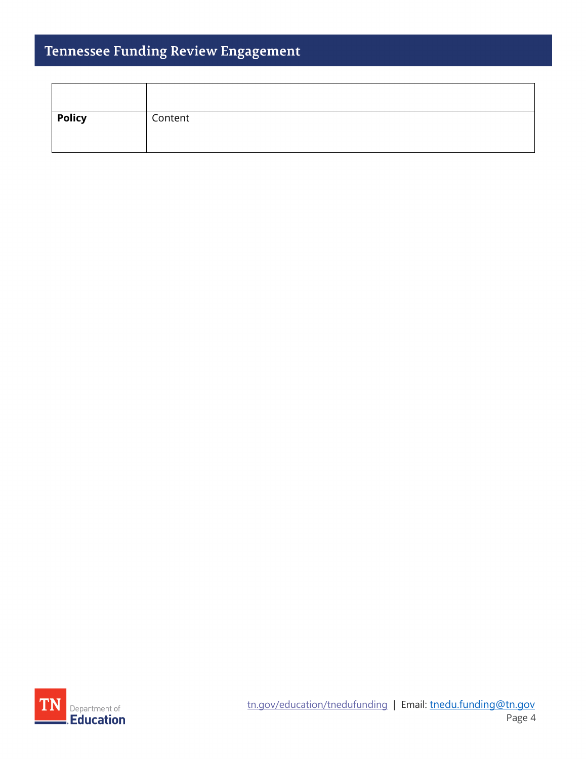| | |
|---|---|
| **Policy** | Content |